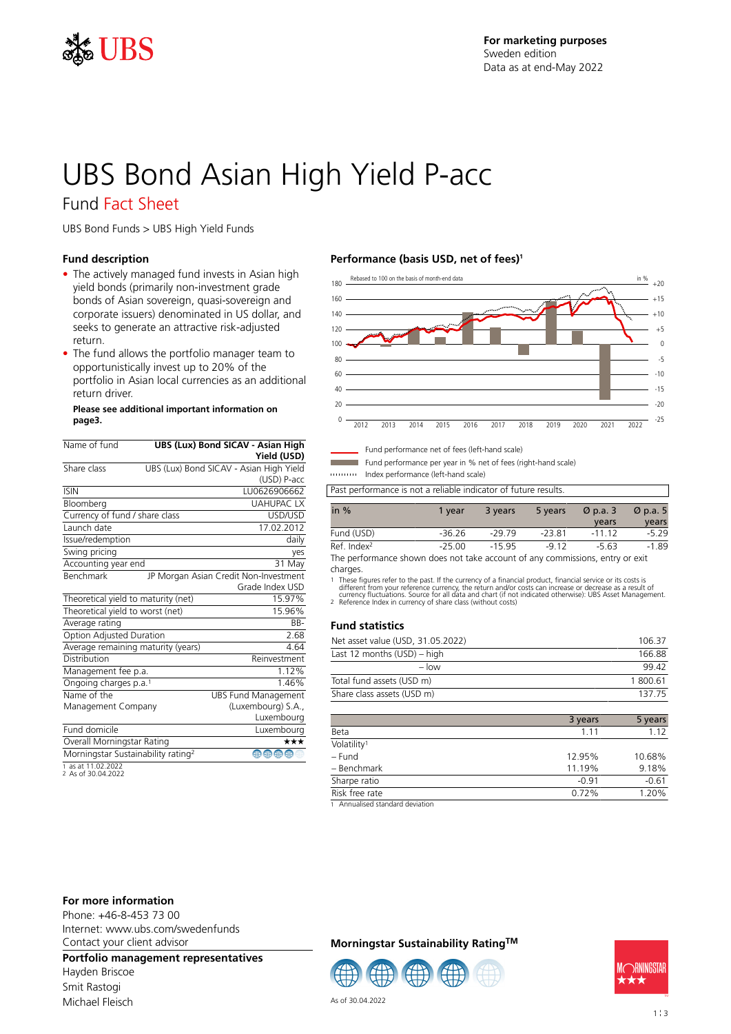**For marketing purposes**
Sweden edition
Data as at end-May 2022

# UBS Bond Asian High Yield P-acc

## Fund Fact Sheet

UBS Bond Funds > UBS High Yield Funds

### Fund description

- The actively managed fund invests in Asian high yield bonds (primarily non-investment grade bonds of Asian sovereign, quasi-sovereign and corporate issuers) denominated in US dollar, and seeks to generate an attractive risk-adjusted return.
- The fund allows the portfolio manager team to opportunistically invest up to 20% of the portfolio in Asian local currencies as an additional return driver.

**Please see additional important information on page3.**

| | |
|---|---|
| Name of fund | **UBS (Lux) Bond SICAV - Asian High Yield (USD)** |
| Share class | UBS (Lux) Bond SICAV - Asian High Yield (USD) P-acc |
| ISIN | LU0626906662 |
| Bloomberg | UAHUPAC LX |
| Currency of fund / share class | USD/USD |
| Launch date | 17.02.2012 |
| Issue/redemption | daily |
| Swing pricing | yes |
| Accounting year end | 31 May |
| Benchmark | JP Morgan Asian Credit Non-Investment Grade Index USD |
| Theoretical yield to maturity (net) | 15.97% |
| Theoretical yield to worst (net) | 15.96% |
| Average rating | BB- |
| Option Adjusted Duration | 2.68 |
| Average remaining maturity (years) | 4.64 |
| Distribution | Reinvestment |
| Management fee p.a. | 1.12% |
| Ongoing charges p.a.[1] | 1.46% |
| Name of the Management Company | UBS Fund Management (Luxembourg) S.A., Luxembourg |
| Fund domicile | Luxembourg |
| Overall Morningstar Rating | ★★★ |
| Morningstar Sustainability rating[2] | 4 globes |

1 as at 11.02.2022
2 As of 30.04.2022

### Performance (basis USD, net of fees)[1]

Rebased to 100 on the basis of month-end data

Fund performance net of fees (left-hand scale)
Fund performance per year in % net of fees (right-hand scale)
Index performance (left-hand scale)

Past performance is not a reliable indicator of future results.

| in % | 1 year | 3 years | 5 years | Ø p.a. 3 years | Ø p.a. 5 years |
|---|---|---|---|---|---|
| Fund (USD) | -36.26 | -29.79 | -23.81 | -11.12 | -5.29 |
| Ref. Index[2] | -25.00 | -15.95 | -9.12 | -5.63 | -1.89 |

The performance shown does not take account of any commissions, entry or exit charges.

1 These figures refer to the past. If the currency of a financial product, financial service or its costs is different from your reference currency, the return and/or costs can increase or decrease as a result of currency fluctuations. Source for all data and chart (if not indicated otherwise): UBS Asset Management.
2 Reference Index in currency of share class (without costs)

### Fund statistics

| | |
|---|---|
| Net asset value (USD, 31.05.2022) | 106.37 |
| Last 12 months (USD) – high | 166.88 |
| – low | 99.42 |
| Total fund assets (USD m) | 1 800.61 |
| Share class assets (USD m) | 137.75 |

| | 3 years | 5 years |
|---|---|---|
| Beta | 1.11 | 1.12 |
| Volatility[1] | | |
| – Fund | 12.95% | 10.68% |
| – Benchmark | 11.19% | 9.18% |
| Sharpe ratio | -0.91 | -0.61 |
| Risk free rate | 0.72% | 1.20% |

1 Annualised standard deviation

### For more information

Phone: +46-8-453 73 00
Internet: www.ubs.com/swedenfunds
Contact your client advisor

### Portfolio management representatives

Hayden Briscoe
Smit Rastogi
Michael Fleisch

### Morningstar Sustainability Rating™

As of 30.04.2022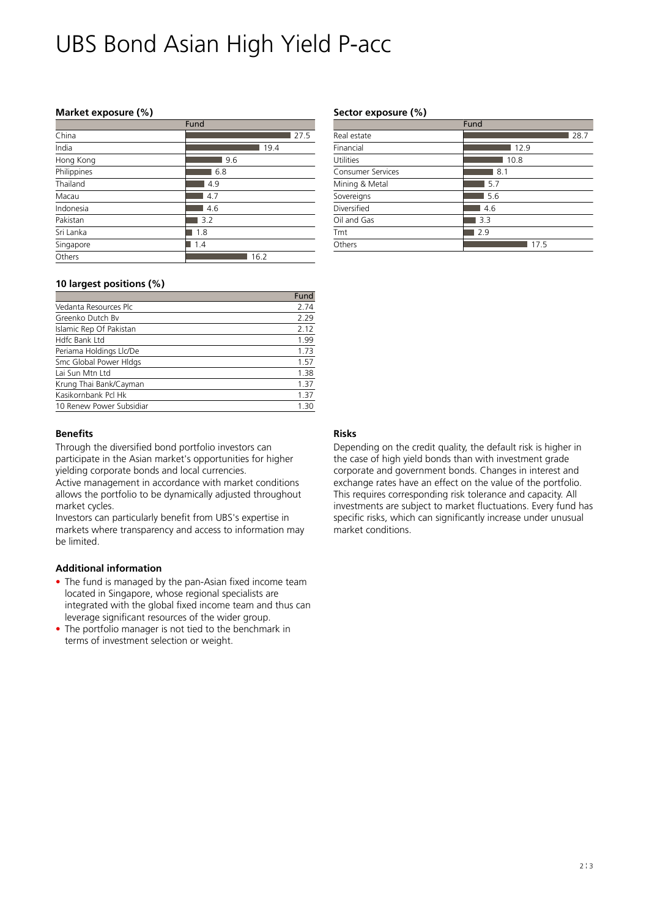# UBS Bond Asian High Yield P-acc

**Market exposure (%)**

| | Fund |
|---|---|
| China | 27.5 |
| India | 19.4 |
| Hong Kong | 9.6 |
| Philippines | 6.8 |
| Thailand | 4.9 |
| Macau | 4.7 |
| Indonesia | 4.6 |
| Pakistan | 3.2 |
| Sri Lanka | 1.8 |
| Singapore | 1.4 |
| Others | 16.2 |

**Sector exposure (%)**

| | Fund |
|---|---|
| Real estate | 28.7 |
| Financial | 12.9 |
| Utilities | 10.8 |
| Consumer Services | 8.1 |
| Mining & Metal | 5.7 |
| Sovereigns | 5.6 |
| Diversified | 4.6 |
| Oil and Gas | 3.3 |
| Tmt | 2.9 |
| Others | 17.5 |

**10 largest positions (%)**

| | Fund |
|---|---|
| Vedanta Resources Plc | 2.74 |
| Greenko Dutch Bv | 2.29 |
| Islamic Rep Of Pakistan | 2.12 |
| Hdfc Bank Ltd | 1.99 |
| Periama Holdings Llc/De | 1.73 |
| Smc Global Power Hldgs | 1.57 |
| Lai Sun Mtn Ltd | 1.38 |
| Krung Thai Bank/Cayman | 1.37 |
| Kasikornbank Pcl Hk | 1.37 |
| 10 Renew Power Subsidiar | 1.30 |

**Benefits**

Through the diversified bond portfolio investors can participate in the Asian market's opportunities for higher yielding corporate bonds and local currencies.
Active management in accordance with market conditions allows the portfolio to be dynamically adjusted throughout market cycles.
Investors can particularly benefit from UBS's expertise in markets where transparency and access to information may be limited.

**Risks**

Depending on the credit quality, the default risk is higher in the case of high yield bonds than with investment grade corporate and government bonds. Changes in interest and exchange rates have an effect on the value of the portfolio. This requires corresponding risk tolerance and capacity. All investments are subject to market fluctuations. Every fund has specific risks, which can significantly increase under unusual market conditions.

**Additional information**

- The fund is managed by the pan-Asian fixed income team located in Singapore, whose regional specialists are integrated with the global fixed income team and thus can leverage significant resources of the wider group.
- The portfolio manager is not tied to the benchmark in terms of investment selection or weight.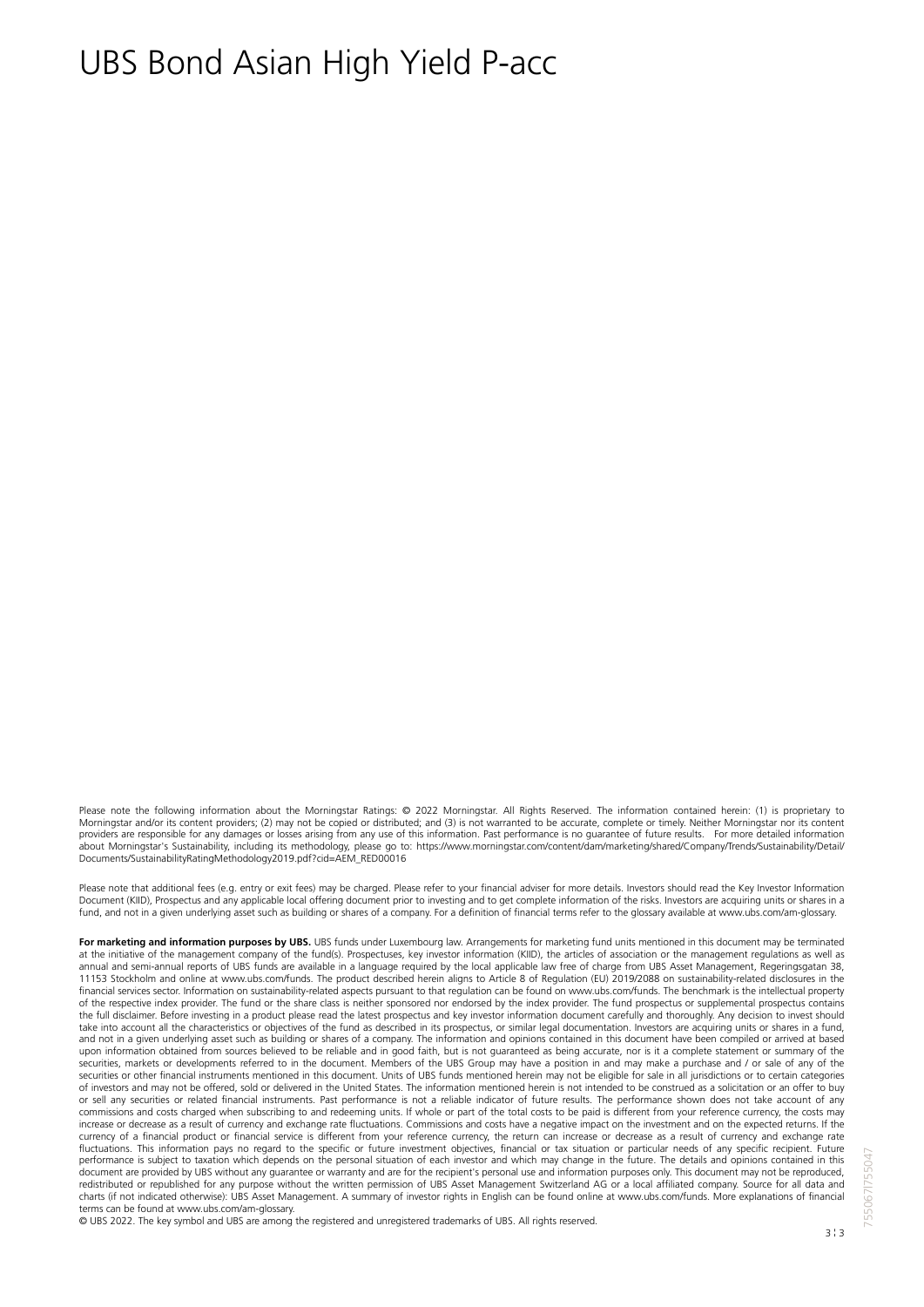# UBS Bond Asian High Yield P-acc

Please note the following information about the Morningstar Ratings: © 2022 Morningstar. All Rights Reserved. The information contained herein: (1) is proprietary to Morningstar and/or its content providers; (2) may not be copied or distributed; and (3) is not warranted to be accurate, complete or timely. Neither Morningstar nor its content providers are responsible for any damages or losses arising from any use of this information. Past performance is no guarantee of future results. For more detailed information about Morningstar's Sustainability, including its methodology, please go to: https://www.morningstar.com/content/dam/marketing/shared/Company/Trends/Sustainability/Detail/Documents/SustainabilityRatingMethodology2019.pdf?cid=AEM_RED00016

Please note that additional fees (e.g. entry or exit fees) may be charged. Please refer to your financial adviser for more details. Investors should read the Key Investor Information Document (KIID), Prospectus and any applicable local offering document prior to investing and to get complete information of the risks. Investors are acquiring units or shares in a fund, and not in a given underlying asset such as building or shares of a company. For a definition of financial terms refer to the glossary available at www.ubs.com/am-glossary.

**For marketing and information purposes by UBS.** UBS funds under Luxembourg law. Arrangements for marketing fund units mentioned in this document may be terminated at the initiative of the management company of the fund(s). Prospectuses, key investor information (KIID), the articles of association or the management regulations as well as annual and semi-annual reports of UBS funds are available in a language required by the local applicable law free of charge from UBS Asset Management, Regeringsgatan 38, 11153 Stockholm and online at www.ubs.com/funds. The product described herein aligns to Article 8 of Regulation (EU) 2019/2088 on sustainability-related disclosures in the financial services sector. Information on sustainability-related aspects pursuant to that regulation can be found on www.ubs.com/funds. The benchmark is the intellectual property of the respective index provider. The fund or the share class is neither sponsored nor endorsed by the index provider. The fund prospectus or supplemental prospectus contains the full disclaimer. Before investing in a product please read the latest prospectus and key investor information document carefully and thoroughly. Any decision to invest should take into account all the characteristics or objectives of the fund as described in its prospectus, or similar legal documentation. Investors are acquiring units or shares in a fund, and not in a given underlying asset such as building or shares of a company. The information and opinions contained in this document have been compiled or arrived at based upon information obtained from sources believed to be reliable and in good faith, but is not guaranteed as being accurate, nor is it a complete statement or summary of the securities, markets or developments referred to in the document. Members of the UBS Group may have a position in and may make a purchase and / or sale of any of the securities or other financial instruments mentioned in this document. Units of UBS funds mentioned herein may not be eligible for sale in all jurisdictions or to certain categories of investors and may not be offered, sold or delivered in the United States. The information mentioned herein is not intended to be construed as a solicitation or an offer to buy or sell any securities or related financial instruments. Past performance is not a reliable indicator of future results. The performance shown does not take account of any commissions and costs charged when subscribing to and redeeming units. If whole or part of the total costs to be paid is different from your reference currency, the costs may increase or decrease as a result of currency and exchange rate fluctuations. Commissions and costs have a negative impact on the investment and on the expected returns. If the currency of a financial product or financial service is different from your reference currency, the return can increase or decrease as a result of currency and exchange rate fluctuations. This information pays no regard to the specific or future investment objectives, financial or tax situation or particular needs of any specific recipient. Future performance is subject to taxation which depends on the personal situation of each investor and which may change in the future. The details and opinions contained in this document are provided by UBS without any guarantee or warranty and are for the recipient's personal use and information purposes only. This document may not be reproduced, redistributed or republished for any purpose without the written permission of UBS Asset Management Switzerland AG or a local affiliated company. Source for all data and charts (if not indicated otherwise): UBS Asset Management. A summary of investor rights in English can be found online at www.ubs.com/funds. More explanations of financial terms can be found at www.ubs.com/am-glossary.

© UBS 2022. The key symbol and UBS are among the registered and unregistered trademarks of UBS. All rights reserved.